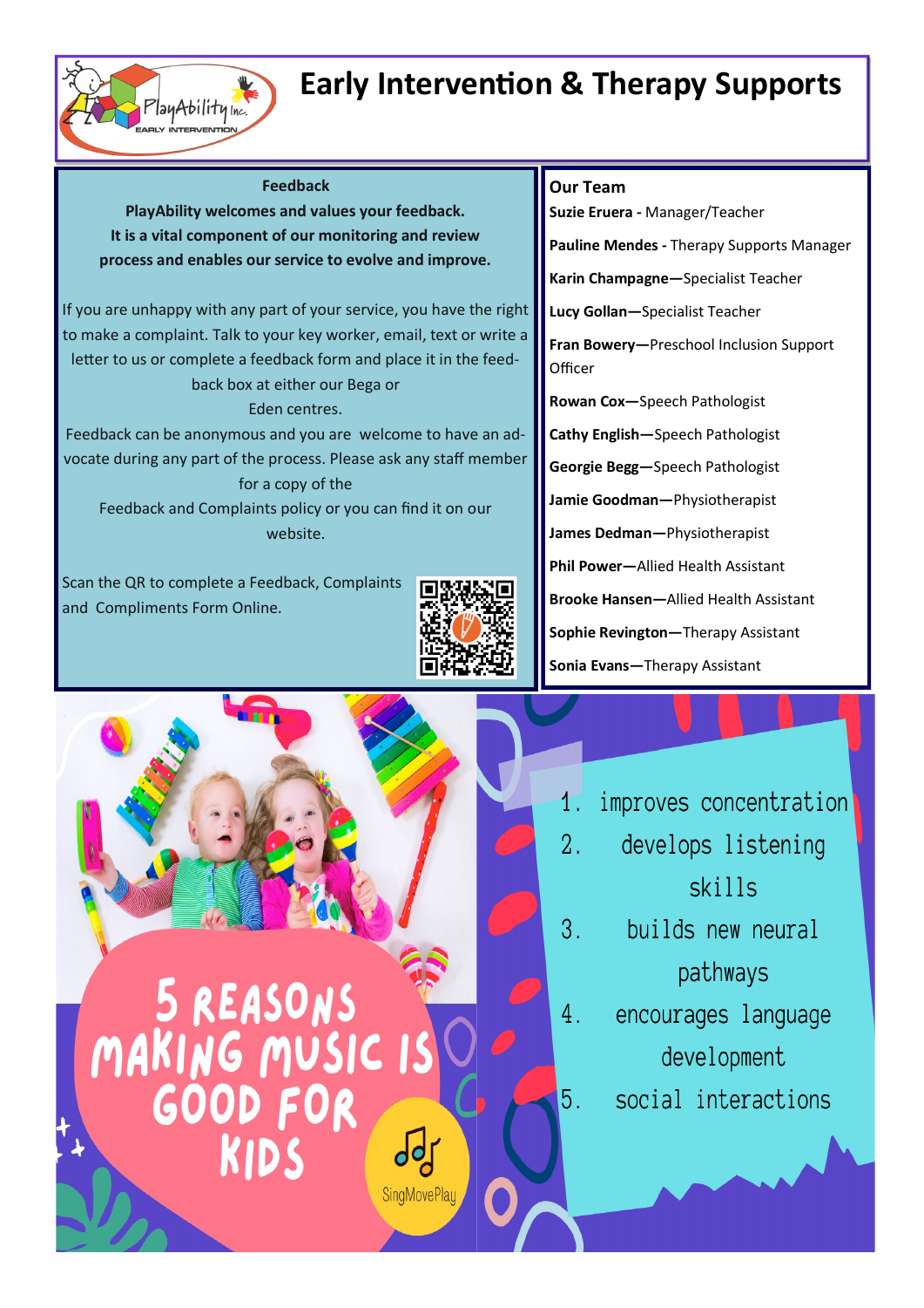# Early Intervention & Therapy Supports

## Feedback

**PlayAbility welcomes and values your feedback.**
**It is a vital component of our monitoring and review process and enables our service to evolve and improve.**

If you are unhappy with any part of your service, you have the right to make a complaint. Talk to your key worker, email, text or write a letter to us or complete a feedback form and place it in the feedback box at either our Bega or Eden centres.

Feedback can be anonymous and you are welcome to have an advocate during any part of the process. Please ask any staff member for a copy of the Feedback and Complaints policy or you can find it on our website.

Scan the QR to complete a Feedback, Complaints and Compliments Form Online.

## Our Team

**Suzie Eruera -** Manager/Teacher

**Pauline Mendes -** Therapy Supports Manager

**Karin Champagne—**Specialist Teacher

**Lucy Gollan—**Specialist Teacher

**Fran Bowery—**Preschool Inclusion Support Officer

**Rowan Cox—**Speech Pathologist

**Cathy English—**Speech Pathologist

**Georgie Begg—**Speech Pathologist

**Jamie Goodman—**Physiotherapist

**James Dedman—**Physiotherapist

**Phil Power—**Allied Health Assistant

**Brooke Hansen—**Allied Health Assistant

**Sophie Revington—**Therapy Assistant

**Sonia Evans—**Therapy Assistant

## 5 Reasons Making Music is Good for Kids

1. improves concentration
2. develops listening skills
3. builds new neural pathways
4. encourages language development
5. social interactions

SingMovePlay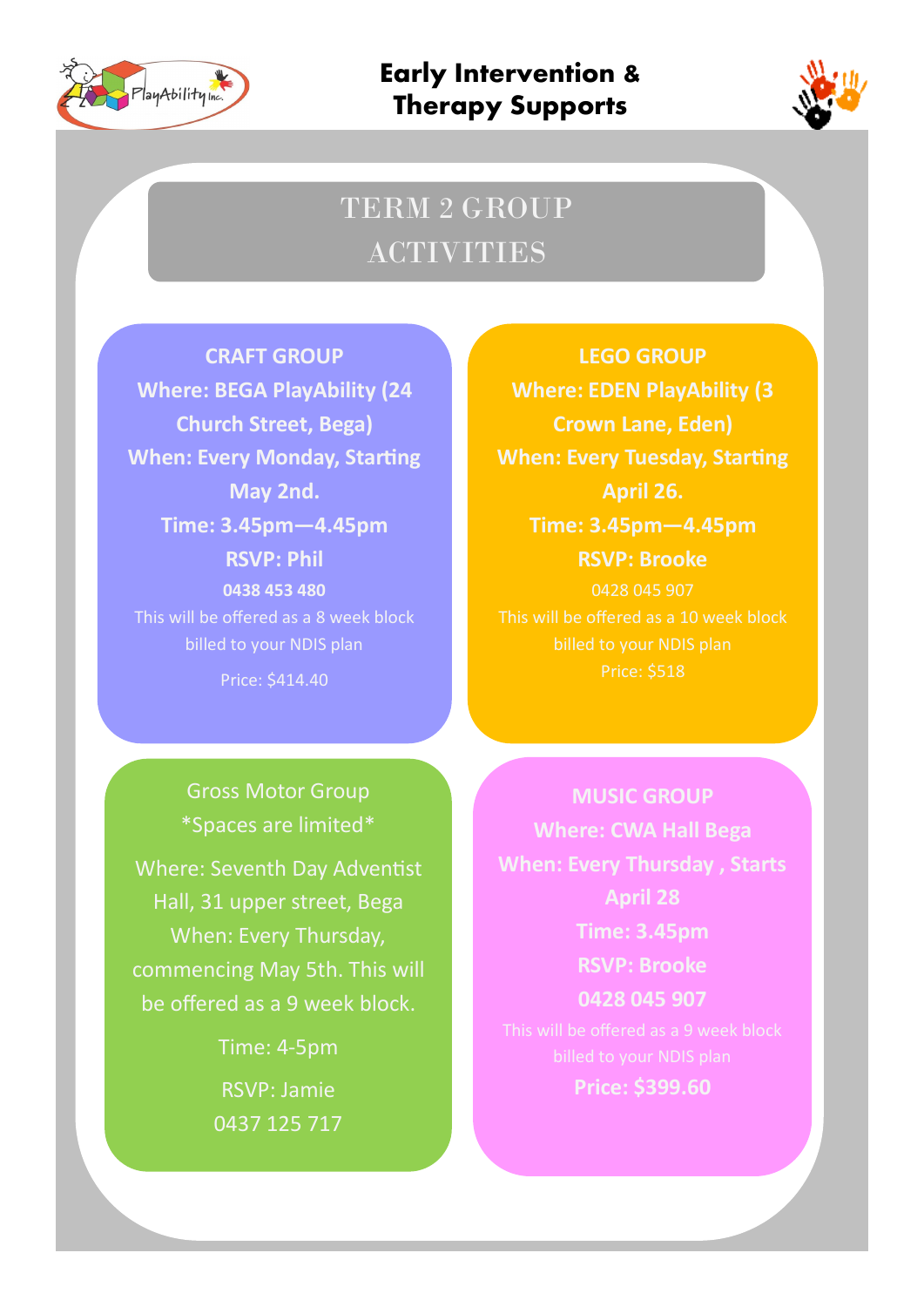# Early Intervention & Therapy Supports

## TERM 2 GROUP ACTIVITIES

### CRAFT GROUP

**Where: BEGA PlayAbility (24 Church Street, Bega)**

**When: Every Monday, Starting May 2nd.**

**Time: 3.45pm—4.45pm**

**RSVP: Phil**

**0438 453 480**

This will be offered as a 8 week block billed to your NDIS plan

Price: $414.40

### LEGO GROUP

**Where: EDEN PlayAbility (3 Crown Lane, Eden)**

**When: Every Tuesday, Starting April 26.**

**Time: 3.45pm—4.45pm**

**RSVP: Brooke**

0428 045 907

This will be offered as a 10 week block billed to your NDIS plan

Price: $518

### Gross Motor Group

*Spaces are limited*

Where: Seventh Day Adventist Hall, 31 upper street, Bega

When: Every Thursday, commencing May 5th. This will be offered as a 9 week block.

Time: 4-5pm

RSVP: Jamie

0437 125 717

### MUSIC GROUP

**Where: CWA Hall Bega**

**When: Every Thursday , Starts April 28**

**Time: 3.45pm**

**RSVP: Brooke**

**0428 045 907**

This will be offered as a 9 week block billed to your NDIS plan

**Price: $399.60**